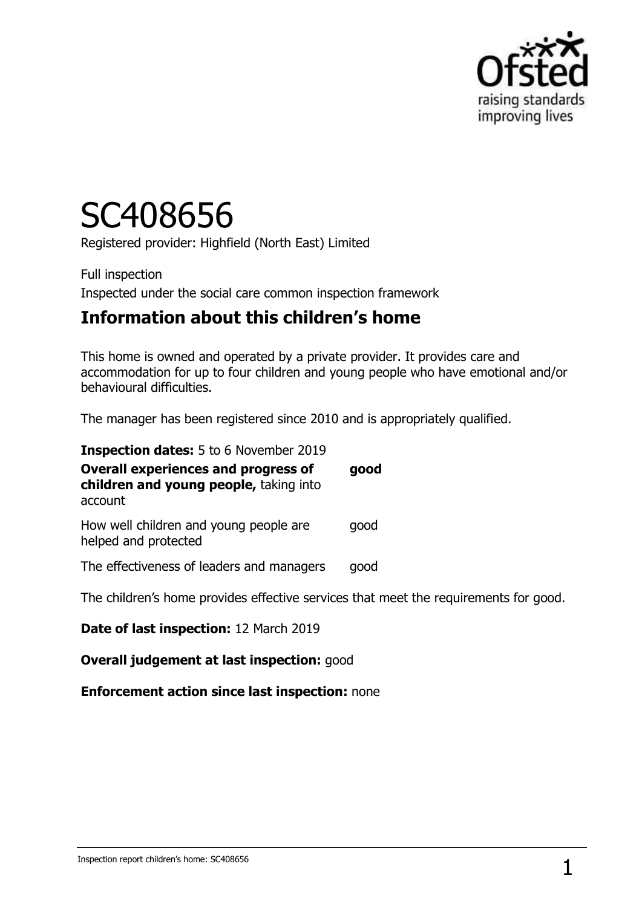# SC408656

Registered provider: Highfield (North East) Limited

Full inspection

Inspected under the social care common inspection framework

## Information about this children's home

This home is owned and operated by a private provider. It provides care and accommodation for up to four children and young people who have emotional and/or behavioural difficulties.

The manager has been registered since 2010 and is appropriately qualified.

**Inspection dates:** 5 to 6 November 2019

| | |
|---|---|
| **Overall experiences and progress of children and young people,** taking into account | **good** |
| How well children and young people are helped and protected | good |
| The effectiveness of leaders and managers | good |

The children's home provides effective services that meet the requirements for good.

**Date of last inspection:** 12 March 2019

**Overall judgement at last inspection:** good

**Enforcement action since last inspection:** none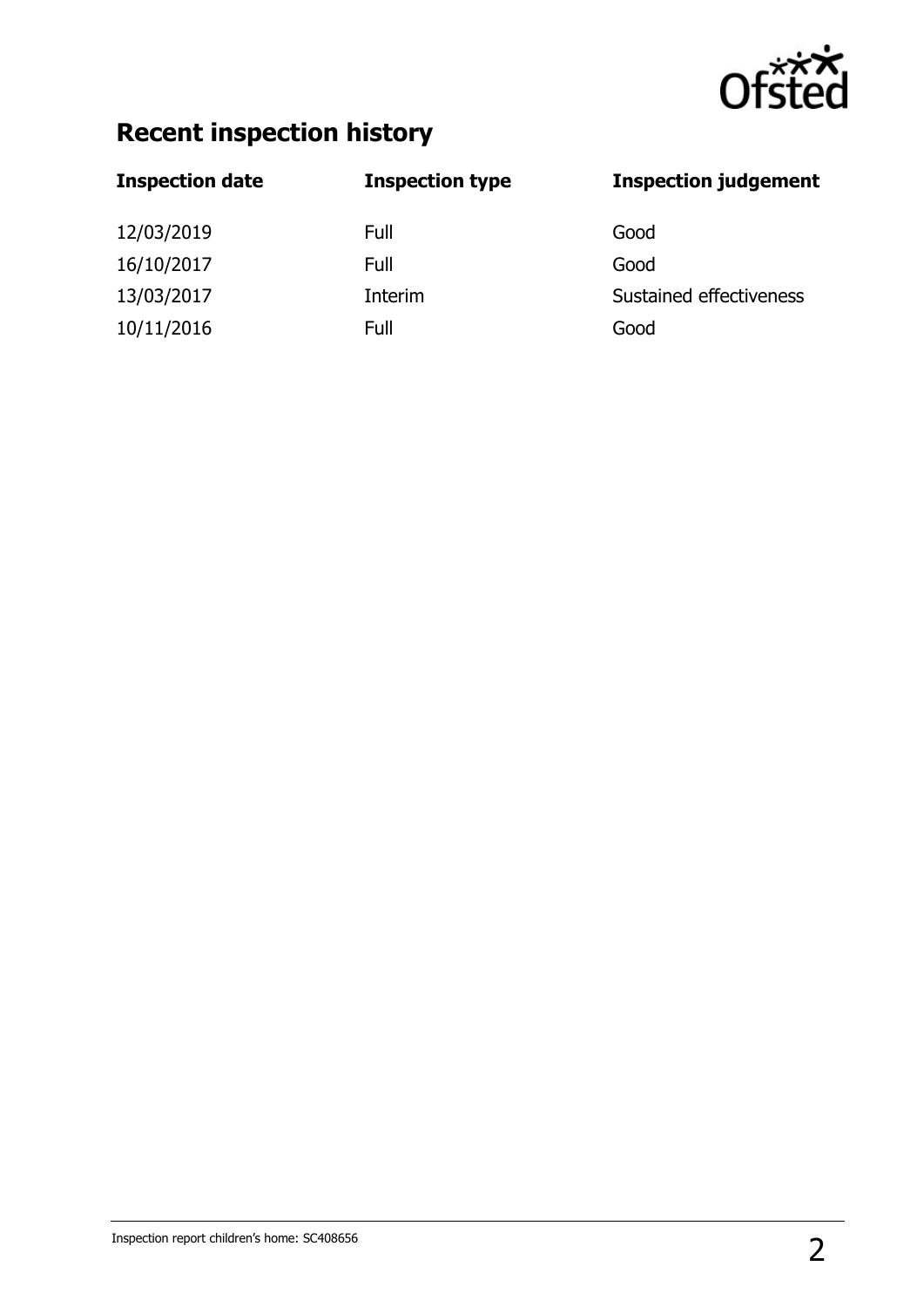## Recent inspection history

| Inspection date | Inspection type | Inspection judgement |
| --- | --- | --- |
| 12/03/2019 | Full | Good |
| 16/10/2017 | Full | Good |
| 13/03/2017 | Interim | Sustained effectiveness |
| 10/11/2016 | Full | Good |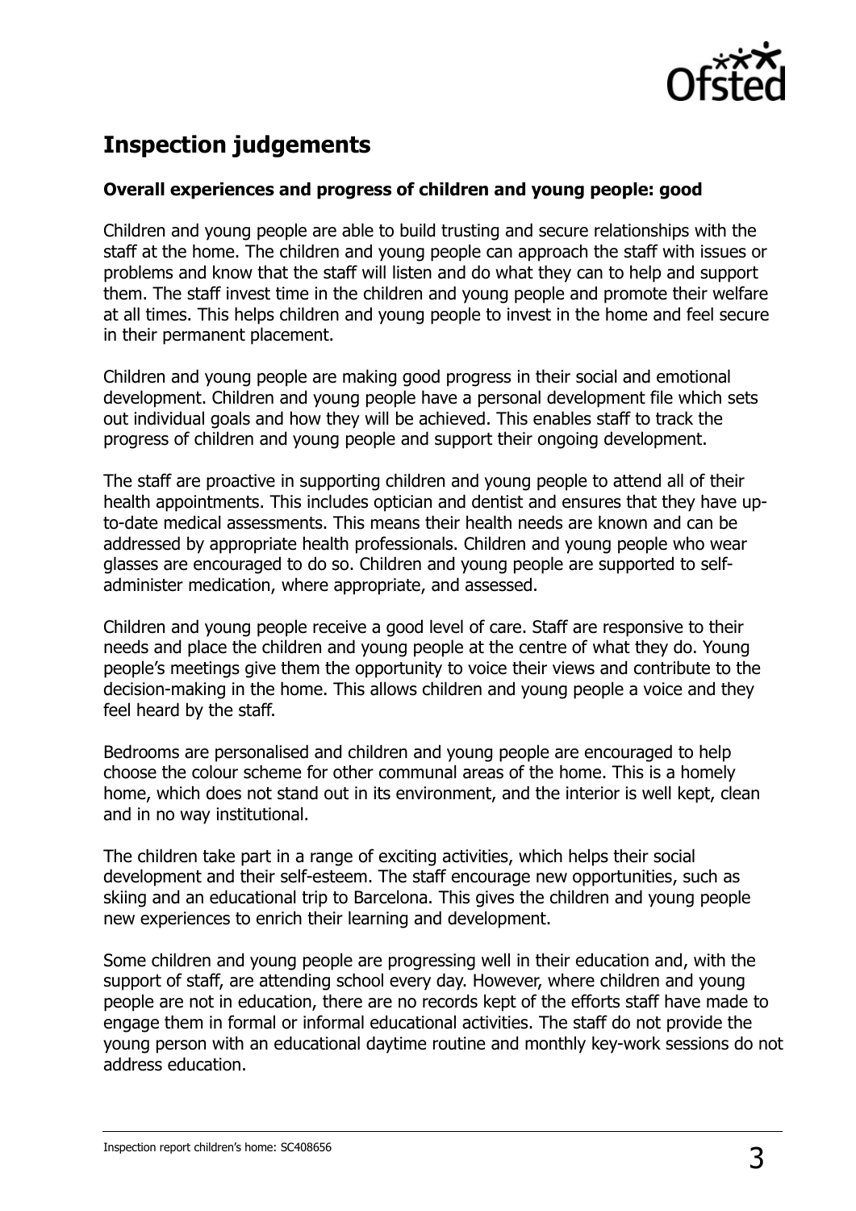## Inspection judgements

### Overall experiences and progress of children and young people: good

Children and young people are able to build trusting and secure relationships with the staff at the home. The children and young people can approach the staff with issues or problems and know that the staff will listen and do what they can to help and support them. The staff invest time in the children and young people and promote their welfare at all times. This helps children and young people to invest in the home and feel secure in their permanent placement.

Children and young people are making good progress in their social and emotional development. Children and young people have a personal development file which sets out individual goals and how they will be achieved. This enables staff to track the progress of children and young people and support their ongoing development.

The staff are proactive in supporting children and young people to attend all of their health appointments. This includes optician and dentist and ensures that they have up-to-date medical assessments. This means their health needs are known and can be addressed by appropriate health professionals. Children and young people who wear glasses are encouraged to do so. Children and young people are supported to self-administer medication, where appropriate, and assessed.

Children and young people receive a good level of care. Staff are responsive to their needs and place the children and young people at the centre of what they do. Young people's meetings give them the opportunity to voice their views and contribute to the decision-making in the home. This allows children and young people a voice and they feel heard by the staff.

Bedrooms are personalised and children and young people are encouraged to help choose the colour scheme for other communal areas of the home. This is a homely home, which does not stand out in its environment, and the interior is well kept, clean and in no way institutional.

The children take part in a range of exciting activities, which helps their social development and their self-esteem. The staff encourage new opportunities, such as skiing and an educational trip to Barcelona. This gives the children and young people new experiences to enrich their learning and development.

Some children and young people are progressing well in their education and, with the support of staff, are attending school every day. However, where children and young people are not in education, there are no records kept of the efforts staff have made to engage them in formal or informal educational activities. The staff do not provide the young person with an educational daytime routine and monthly key-work sessions do not address education.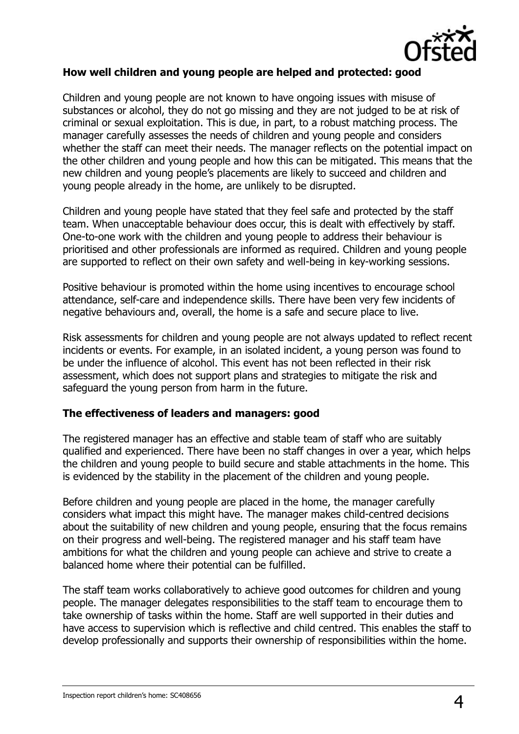**How well children and young people are helped and protected: good**

Children and young people are not known to have ongoing issues with misuse of substances or alcohol, they do not go missing and they are not judged to be at risk of criminal or sexual exploitation. This is due, in part, to a robust matching process. The manager carefully assesses the needs of children and young people and considers whether the staff can meet their needs. The manager reflects on the potential impact on the other children and young people and how this can be mitigated. This means that the new children and young people's placements are likely to succeed and children and young people already in the home, are unlikely to be disrupted.

Children and young people have stated that they feel safe and protected by the staff team. When unacceptable behaviour does occur, this is dealt with effectively by staff. One-to-one work with the children and young people to address their behaviour is prioritised and other professionals are informed as required. Children and young people are supported to reflect on their own safety and well-being in key-working sessions.

Positive behaviour is promoted within the home using incentives to encourage school attendance, self-care and independence skills. There have been very few incidents of negative behaviours and, overall, the home is a safe and secure place to live.

Risk assessments for children and young people are not always updated to reflect recent incidents or events. For example, in an isolated incident, a young person was found to be under the influence of alcohol. This event has not been reflected in their risk assessment, which does not support plans and strategies to mitigate the risk and safeguard the young person from harm in the future.

**The effectiveness of leaders and managers: good**

The registered manager has an effective and stable team of staff who are suitably qualified and experienced. There have been no staff changes in over a year, which helps the children and young people to build secure and stable attachments in the home. This is evidenced by the stability in the placement of the children and young people.

Before children and young people are placed in the home, the manager carefully considers what impact this might have. The manager makes child-centred decisions about the suitability of new children and young people, ensuring that the focus remains on their progress and well-being. The registered manager and his staff team have ambitions for what the children and young people can achieve and strive to create a balanced home where their potential can be fulfilled.

The staff team works collaboratively to achieve good outcomes for children and young people. The manager delegates responsibilities to the staff team to encourage them to take ownership of tasks within the home. Staff are well supported in their duties and have access to supervision which is reflective and child centred. This enables the staff to develop professionally and supports their ownership of responsibilities within the home.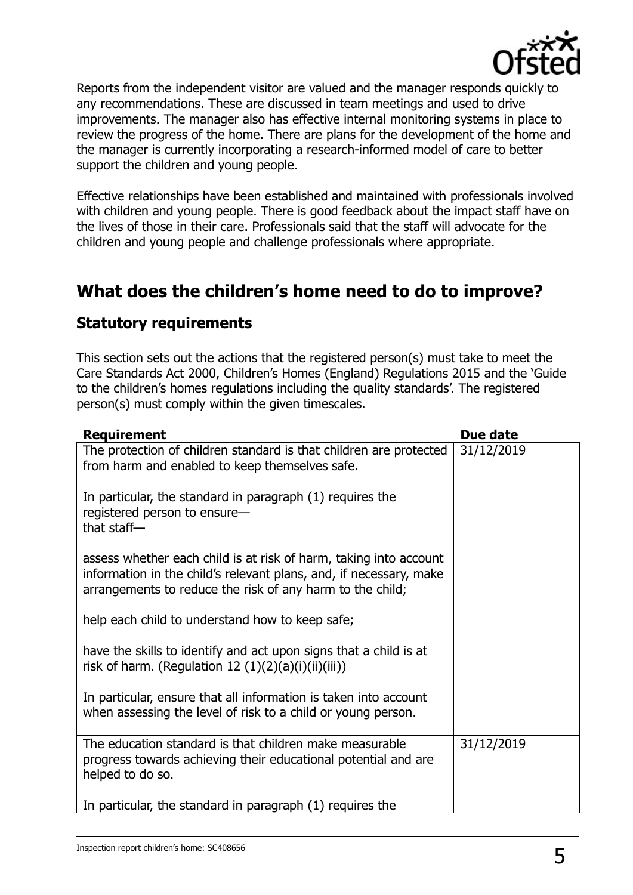Reports from the independent visitor are valued and the manager responds quickly to any recommendations. These are discussed in team meetings and used to drive improvements. The manager also has effective internal monitoring systems in place to review the progress of the home. There are plans for the development of the home and the manager is currently incorporating a research-informed model of care to better support the children and young people.

Effective relationships have been established and maintained with professionals involved with children and young people. There is good feedback about the impact staff have on the lives of those in their care. Professionals said that the staff will advocate for the children and young people and challenge professionals where appropriate.

## What does the children's home need to do to improve?

### Statutory requirements

This section sets out the actions that the registered person(s) must take to meet the Care Standards Act 2000, Children's Homes (England) Regulations 2015 and the 'Guide to the children's homes regulations including the quality standards'. The registered person(s) must comply within the given timescales.

| Requirement | Due date |
|---|---|
| The protection of children standard is that children are protected from harm and enabled to keep themselves safe.<br><br>In particular, the standard in paragraph (1) requires the registered person to ensure—<br>that staff—<br><br>assess whether each child is at risk of harm, taking into account information in the child's relevant plans, and, if necessary, make arrangements to reduce the risk of any harm to the child;<br><br>help each child to understand how to keep safe;<br><br>have the skills to identify and act upon signs that a child is at risk of harm. (Regulation 12 (1)(2)(a)(i)(ii)(iii))<br><br>In particular, ensure that all information is taken into account when assessing the level of risk to a child or young person. | 31/12/2019 |
| The education standard is that children make measurable progress towards achieving their educational potential and are helped to do so.<br><br>In particular, the standard in paragraph (1) requires the | 31/12/2019 |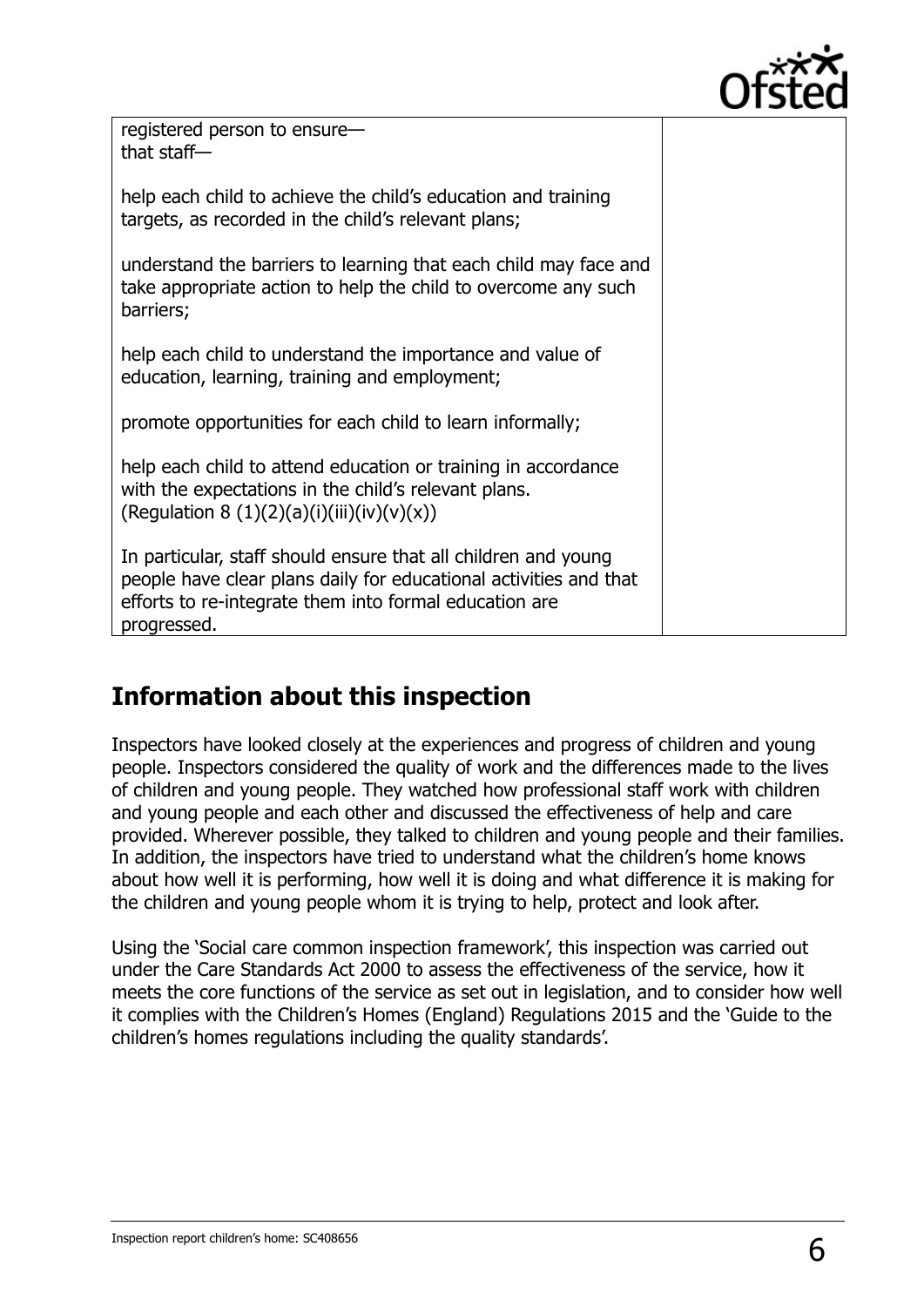| | |
|---|---|
| registered person to ensure—<br>that staff—<br><br>help each child to achieve the child's education and training targets, as recorded in the child's relevant plans;<br><br>understand the barriers to learning that each child may face and take appropriate action to help the child to overcome any such barriers;<br><br>help each child to understand the importance and value of education, learning, training and employment;<br><br>promote opportunities for each child to learn informally;<br><br>help each child to attend education or training in accordance with the expectations in the child's relevant plans.<br>(Regulation 8 (1)(2)(a)(i)(iii)(iv)(v)(x))<br><br>In particular, staff should ensure that all children and young people have clear plans daily for educational activities and that efforts to re-integrate them into formal education are progressed. | |

## Information about this inspection

Inspectors have looked closely at the experiences and progress of children and young people. Inspectors considered the quality of work and the differences made to the lives of children and young people. They watched how professional staff work with children and young people and each other and discussed the effectiveness of help and care provided. Wherever possible, they talked to children and young people and their families. In addition, the inspectors have tried to understand what the children's home knows about how well it is performing, how well it is doing and what difference it is making for the children and young people whom it is trying to help, protect and look after.

Using the 'Social care common inspection framework', this inspection was carried out under the Care Standards Act 2000 to assess the effectiveness of the service, how it meets the core functions of the service as set out in legislation, and to consider how well it complies with the Children's Homes (England) Regulations 2015 and the 'Guide to the children's homes regulations including the quality standards'.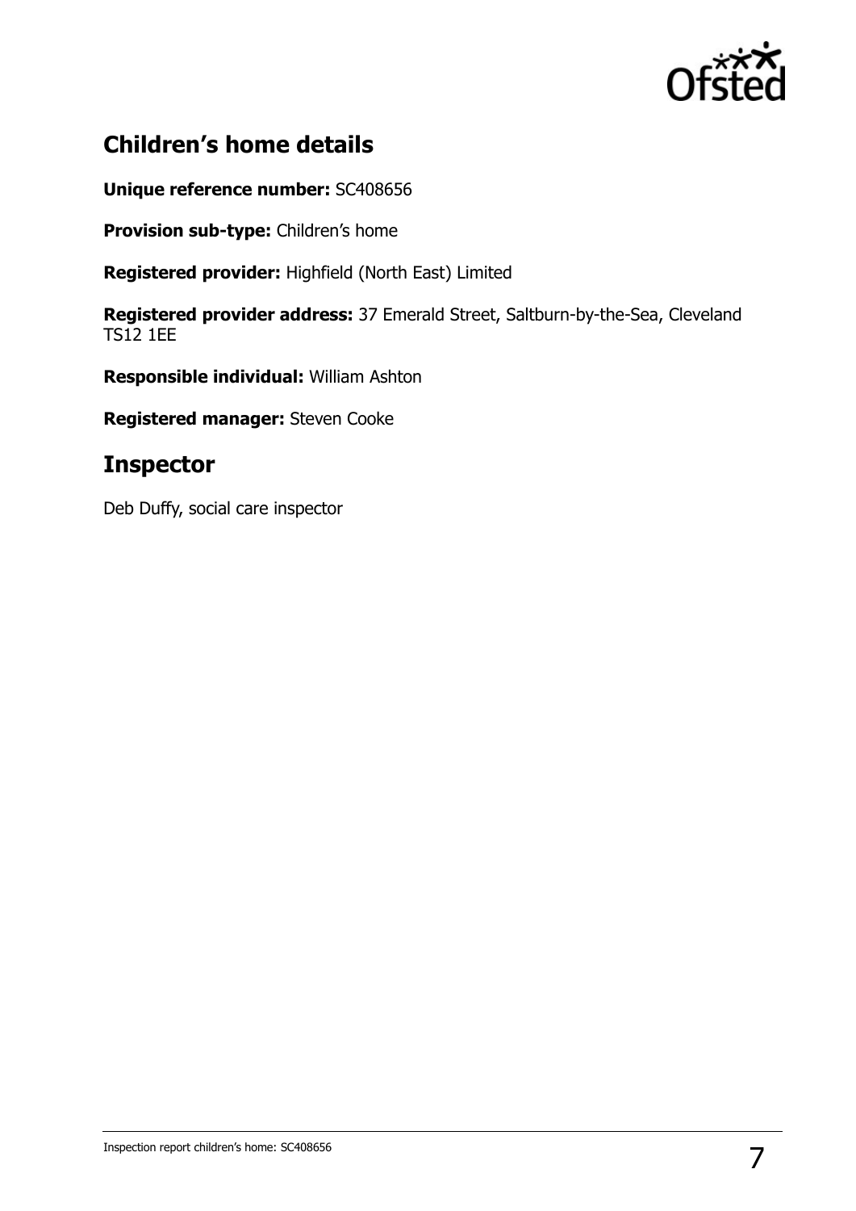## Children's home details

**Unique reference number:** SC408656

**Provision sub-type:** Children's home

**Registered provider:** Highfield (North East) Limited

**Registered provider address:** 37 Emerald Street, Saltburn-by-the-Sea, Cleveland TS12 1EE

**Responsible individual:** William Ashton

**Registered manager:** Steven Cooke

## Inspector

Deb Duffy, social care inspector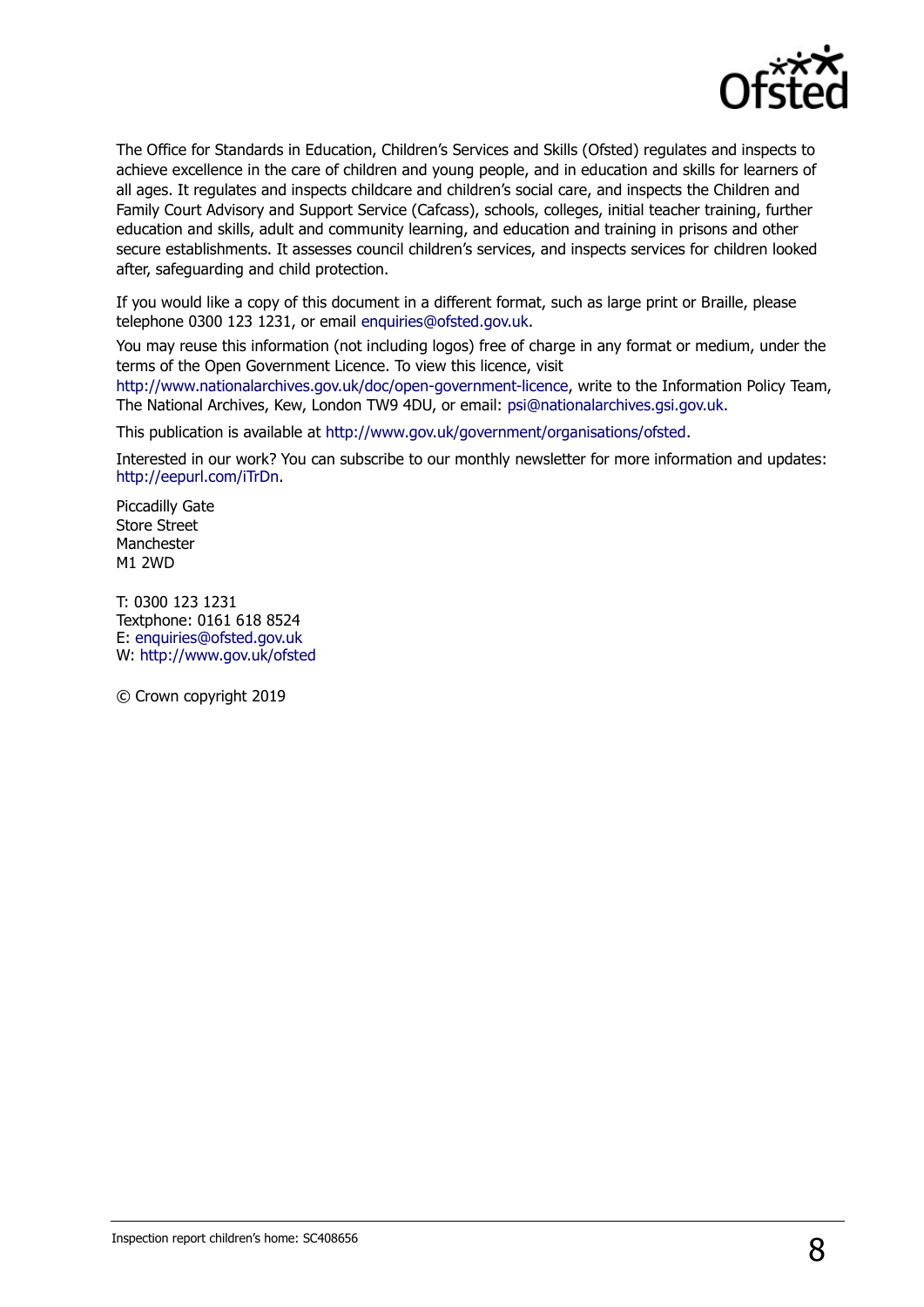The Office for Standards in Education, Children's Services and Skills (Ofsted) regulates and inspects to achieve excellence in the care of children and young people, and in education and skills for learners of all ages. It regulates and inspects childcare and children's social care, and inspects the Children and Family Court Advisory and Support Service (Cafcass), schools, colleges, initial teacher training, further education and skills, adult and community learning, and education and training in prisons and other secure establishments. It assesses council children's services, and inspects services for children looked after, safeguarding and child protection.

If you would like a copy of this document in a different format, such as large print or Braille, please telephone 0300 123 1231, or email enquiries@ofsted.gov.uk.

You may reuse this information (not including logos) free of charge in any format or medium, under the terms of the Open Government Licence. To view this licence, visit http://www.nationalarchives.gov.uk/doc/open-government-licence, write to the Information Policy Team, The National Archives, Kew, London TW9 4DU, or email: psi@nationalarchives.gsi.gov.uk.

This publication is available at http://www.gov.uk/government/organisations/ofsted.

Interested in our work? You can subscribe to our monthly newsletter for more information and updates: http://eepurl.com/iTrDn.

Piccadilly Gate
Store Street
Manchester
M1 2WD

T: 0300 123 1231
Textphone: 0161 618 8524
E: enquiries@ofsted.gov.uk
W: http://www.gov.uk/ofsted

© Crown copyright 2019